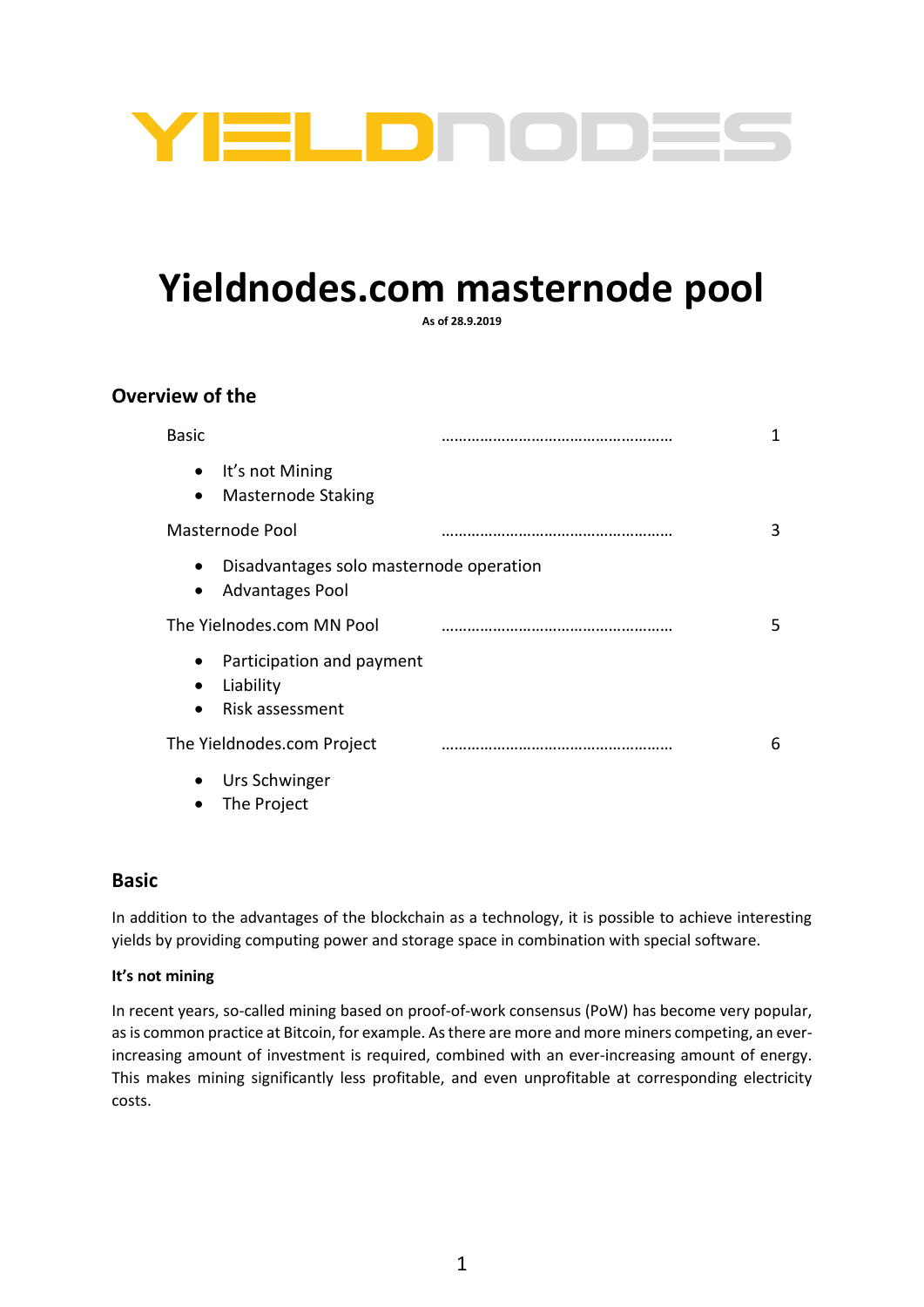YIELDNODES

# Yieldnodes.com masternode pool

**As of 28.9.2019**

## Overview of the

| | | |
|---|---|---|
| Basic | ........................................................ | 1 |
| • It's not Mining | | |
| • Masternode Staking | | |
| Masternode Pool | ........................................................ | 3 |
| • Disadvantages solo masternode operation | | |
| • Advantages Pool | | |
| The Yielnodes.com MN Pool | ........................................................ | 5 |
| • Participation and payment | | |
| • Liability | | |
| • Risk assessment | | |
| The Yieldnodes.com Project | ........................................................ | 6 |
| • Urs Schwinger | | |
| • The Project | | |

## Basic

In addition to the advantages of the blockchain as a technology, it is possible to achieve interesting yields by providing computing power and storage space in combination with special software.

### It's not mining

In recent years, so-called mining based on proof-of-work consensus (PoW) has become very popular, as is common practice at Bitcoin, for example. As there are more and more miners competing, an ever-increasing amount of investment is required, combined with an ever-increasing amount of energy. This makes mining significantly less profitable, and even unprofitable at corresponding electricity costs.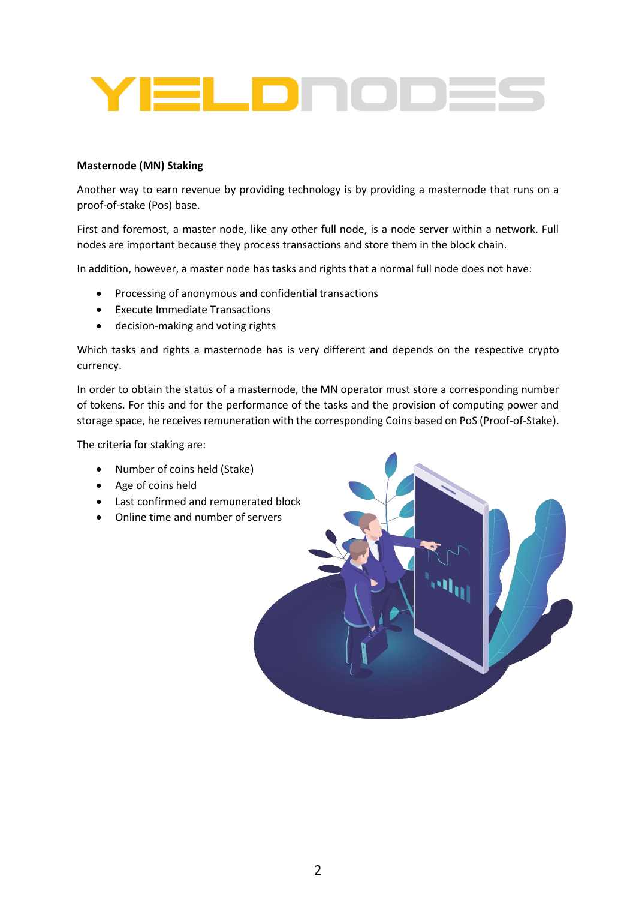**Masternode (MN) Staking**

Another way to earn revenue by providing technology is by providing a masternode that runs on a proof-of-stake (Pos) base.

First and foremost, a master node, like any other full node, is a node server within a network. Full nodes are important because they process transactions and store them in the block chain.

In addition, however, a master node has tasks and rights that a normal full node does not have:

- Processing of anonymous and confidential transactions
- Execute Immediate Transactions
- decision-making and voting rights

Which tasks and rights a masternode has is very different and depends on the respective crypto currency.

In order to obtain the status of a masternode, the MN operator must store a corresponding number of tokens. For this and for the performance of the tasks and the provision of computing power and storage space, he receives remuneration with the corresponding Coins based on PoS (Proof-of-Stake).

The criteria for staking are:

- Number of coins held (Stake)
- Age of coins held
- Last confirmed and remunerated block
- Online time and number of servers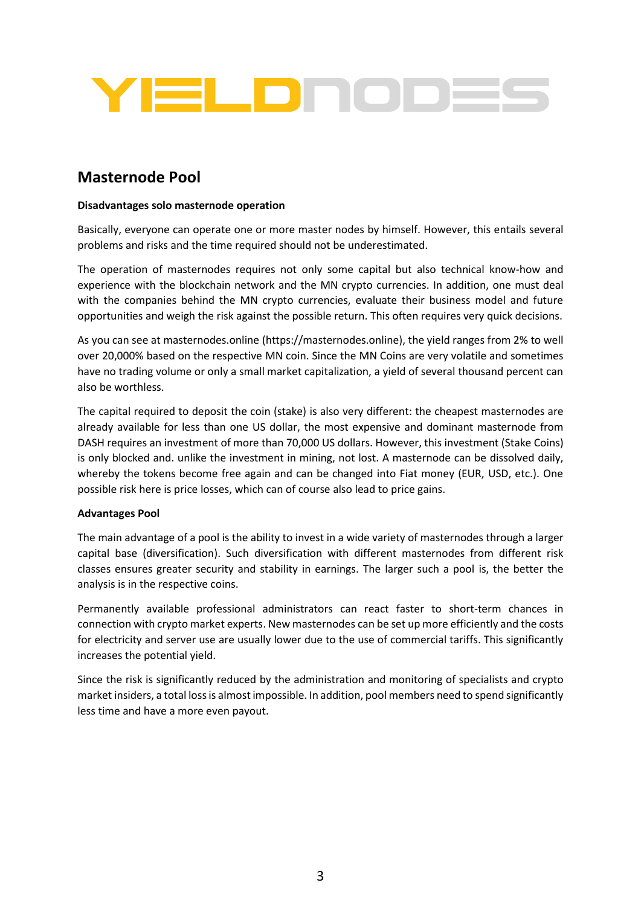## Masternode Pool

**Disadvantages solo masternode operation**

Basically, everyone can operate one or more master nodes by himself. However, this entails several problems and risks and the time required should not be underestimated.

The operation of masternodes requires not only some capital but also technical know-how and experience with the blockchain network and the MN crypto currencies. In addition, one must deal with the companies behind the MN crypto currencies, evaluate their business model and future opportunities and weigh the risk against the possible return. This often requires very quick decisions.

As you can see at masternodes.online (https://masternodes.online), the yield ranges from 2% to well over 20,000% based on the respective MN coin. Since the MN Coins are very volatile and sometimes have no trading volume or only a small market capitalization, a yield of several thousand percent can also be worthless.

The capital required to deposit the coin (stake) is also very different: the cheapest masternodes are already available for less than one US dollar, the most expensive and dominant masternode from DASH requires an investment of more than 70,000 US dollars. However, this investment (Stake Coins) is only blocked and. unlike the investment in mining, not lost. A masternode can be dissolved daily, whereby the tokens become free again and can be changed into Fiat money (EUR, USD, etc.). One possible risk here is price losses, which can of course also lead to price gains.

**Advantages Pool**

The main advantage of a pool is the ability to invest in a wide variety of masternodes through a larger capital base (diversification). Such diversification with different masternodes from different risk classes ensures greater security and stability in earnings. The larger such a pool is, the better the analysis is in the respective coins.

Permanently available professional administrators can react faster to short-term chances in connection with crypto market experts. New masternodes can be set up more efficiently and the costs for electricity and server use are usually lower due to the use of commercial tariffs. This significantly increases the potential yield.

Since the risk is significantly reduced by the administration and monitoring of specialists and crypto market insiders, a total loss is almost impossible. In addition, pool members need to spend significantly less time and have a more even payout.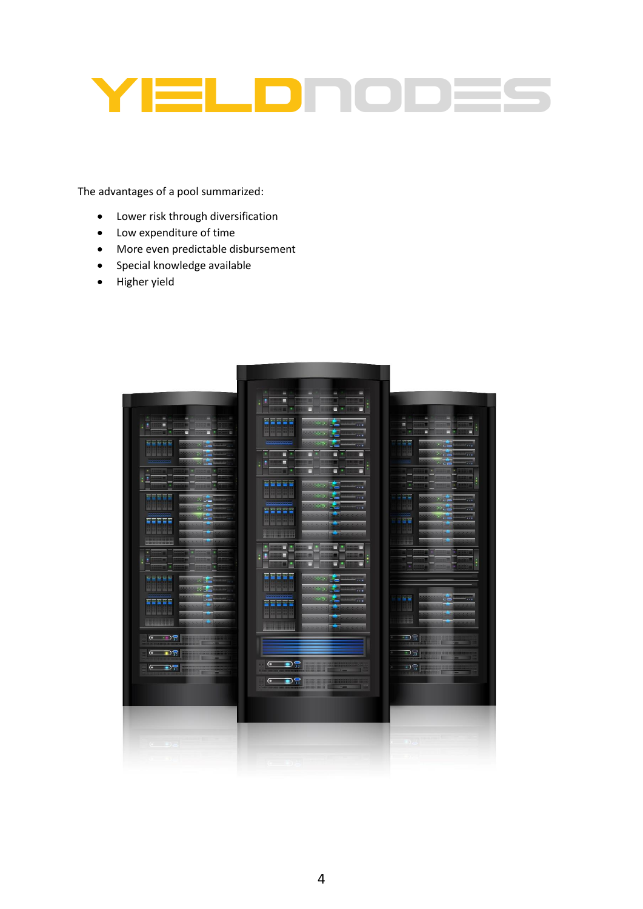The advantages of a pool summarized:

- Lower risk through diversification
- Low expenditure of time
- More even predictable disbursement
- Special knowledge available
- Higher yield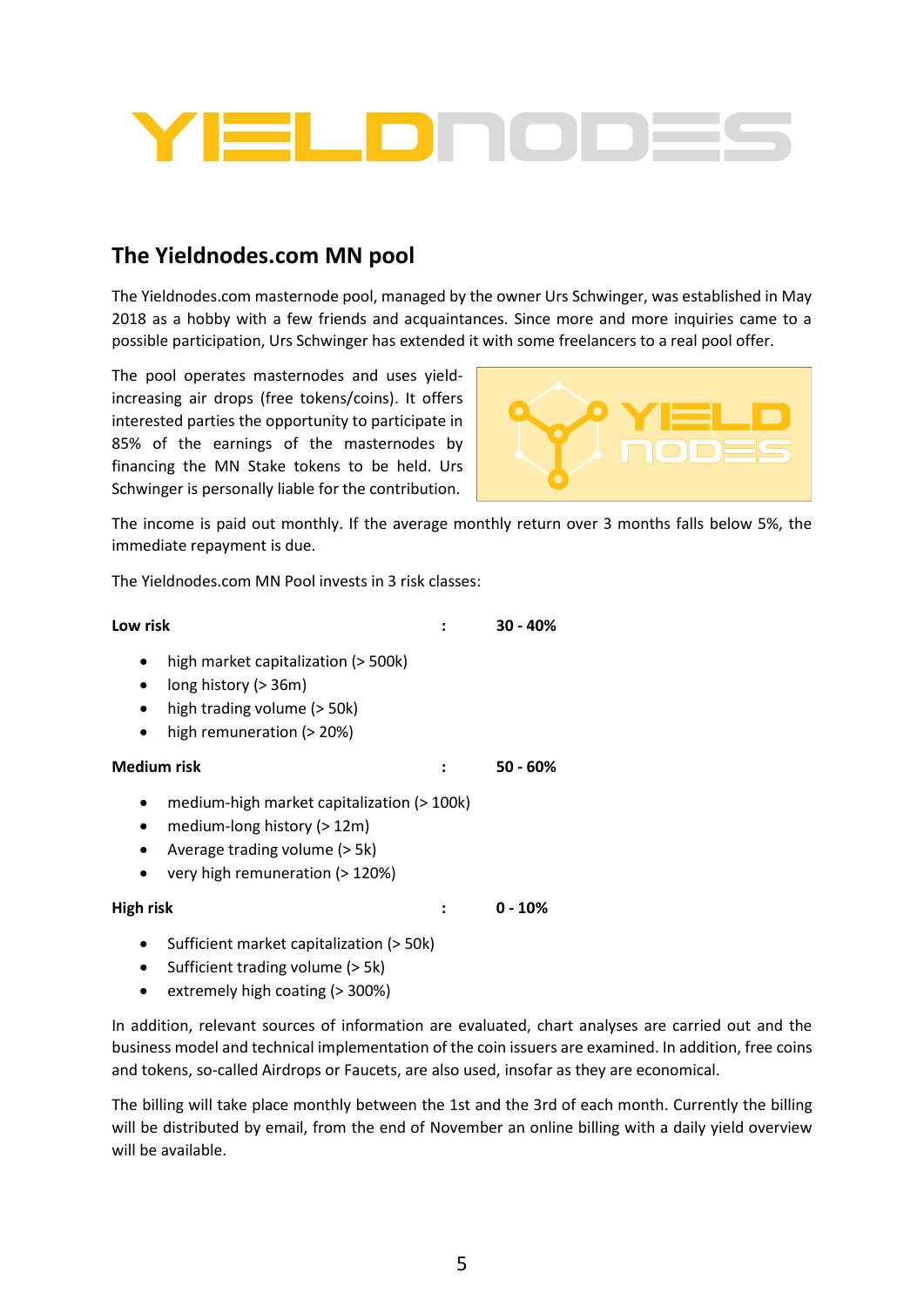## The Yieldnodes.com MN pool

The Yieldnodes.com masternode pool, managed by the owner Urs Schwinger, was established in May 2018 as a hobby with a few friends and acquaintances. Since more and more inquiries came to a possible participation, Urs Schwinger has extended it with some freelancers to a real pool offer.

The pool operates masternodes and uses yield-increasing air drops (free tokens/coins). It offers interested parties the opportunity to participate in 85% of the earnings of the masternodes by financing the MN Stake tokens to be held. Urs Schwinger is personally liable for the contribution.

The income is paid out monthly. If the average monthly return over 3 months falls below 5%, the immediate repayment is due.

The Yieldnodes.com MN Pool invests in 3 risk classes:

**Low risk : 30 - 40%**

- high market capitalization (> 500k)
- long history (> 36m)
- high trading volume (> 50k)
- high remuneration (> 20%)

**Medium risk : 50 - 60%**

- medium-high market capitalization (> 100k)
- medium-long history (> 12m)
- Average trading volume (> 5k)
- very high remuneration (> 120%)

**High risk : 0 - 10%**

- Sufficient market capitalization (> 50k)
- Sufficient trading volume (> 5k)
- extremely high coating (> 300%)

In addition, relevant sources of information are evaluated, chart analyses are carried out and the business model and technical implementation of the coin issuers are examined. In addition, free coins and tokens, so-called Airdrops or Faucets, are also used, insofar as they are economical.

The billing will take place monthly between the 1st and the 3rd of each month. Currently the billing will be distributed by email, from the end of November an online billing with a daily yield overview will be available.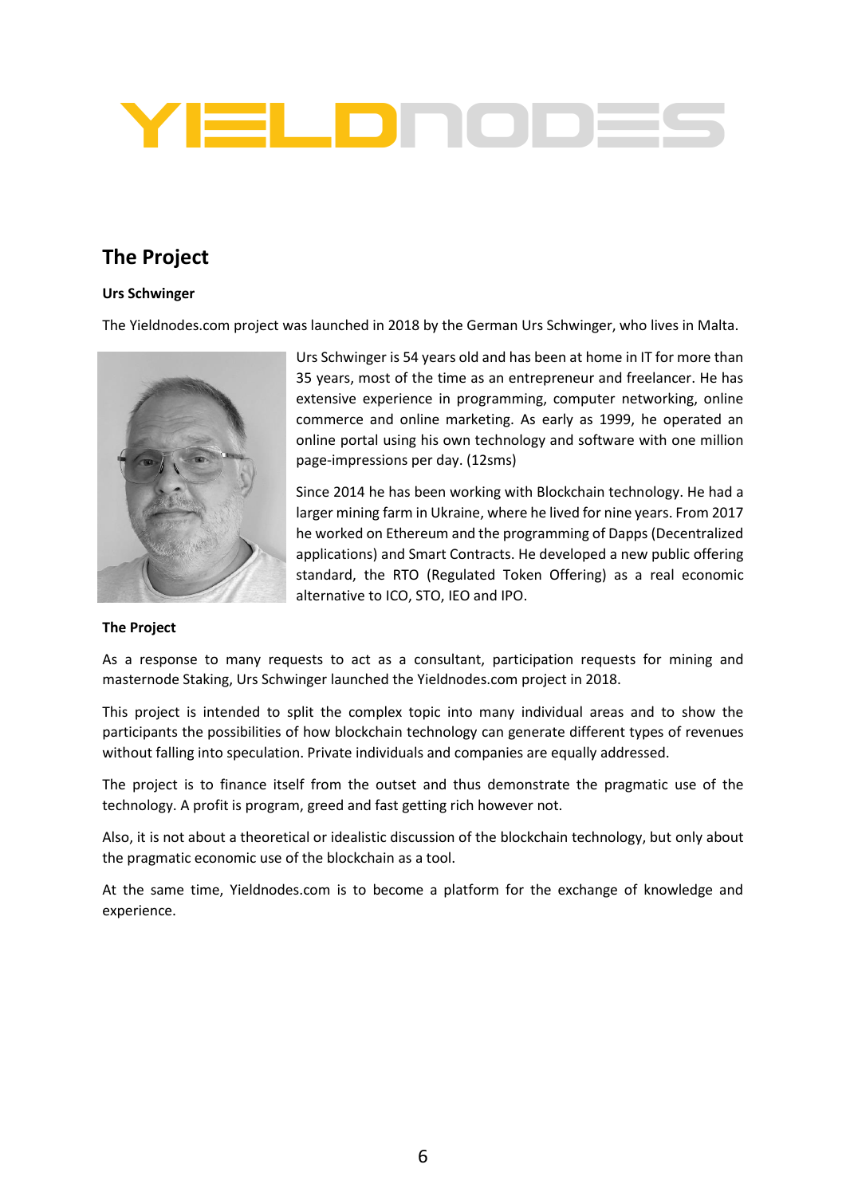YIELDNODES

## The Project

**Urs Schwinger**

The Yieldnodes.com project was launched in 2018 by the German Urs Schwinger, who lives in Malta.

Urs Schwinger is 54 years old and has been at home in IT for more than 35 years, most of the time as an entrepreneur and freelancer. He has extensive experience in programming, computer networking, online commerce and online marketing. As early as 1999, he operated an online portal using his own technology and software with one million page-impressions per day. (12sms)

Since 2014 he has been working with Blockchain technology. He had a larger mining farm in Ukraine, where he lived for nine years. From 2017 he worked on Ethereum and the programming of Dapps (Decentralized applications) and Smart Contracts. He developed a new public offering standard, the RTO (Regulated Token Offering) as a real economic alternative to ICO, STO, IEO and IPO.

**The Project**

As a response to many requests to act as a consultant, participation requests for mining and masternode Staking, Urs Schwinger launched the Yieldnodes.com project in 2018.

This project is intended to split the complex topic into many individual areas and to show the participants the possibilities of how blockchain technology can generate different types of revenues without falling into speculation. Private individuals and companies are equally addressed.

The project is to finance itself from the outset and thus demonstrate the pragmatic use of the technology. A profit is program, greed and fast getting rich however not.

Also, it is not about a theoretical or idealistic discussion of the blockchain technology, but only about the pragmatic economic use of the blockchain as a tool.

At the same time, Yieldnodes.com is to become a platform for the exchange of knowledge and experience.